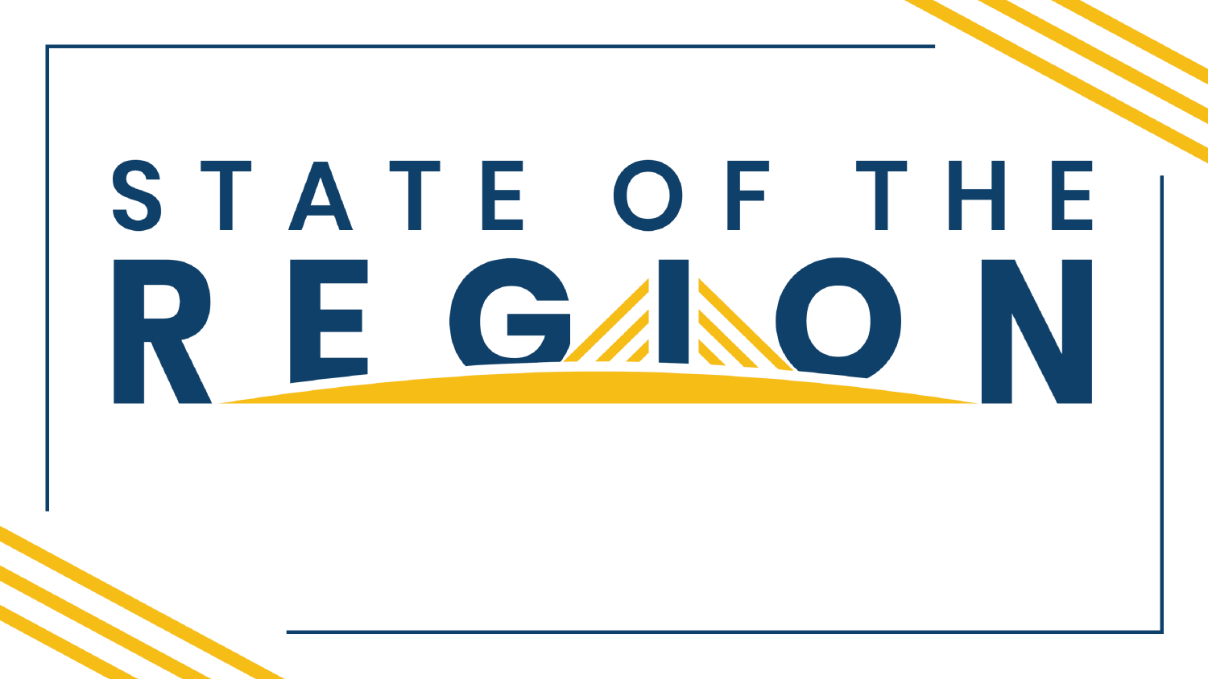# STATE OF THE REGION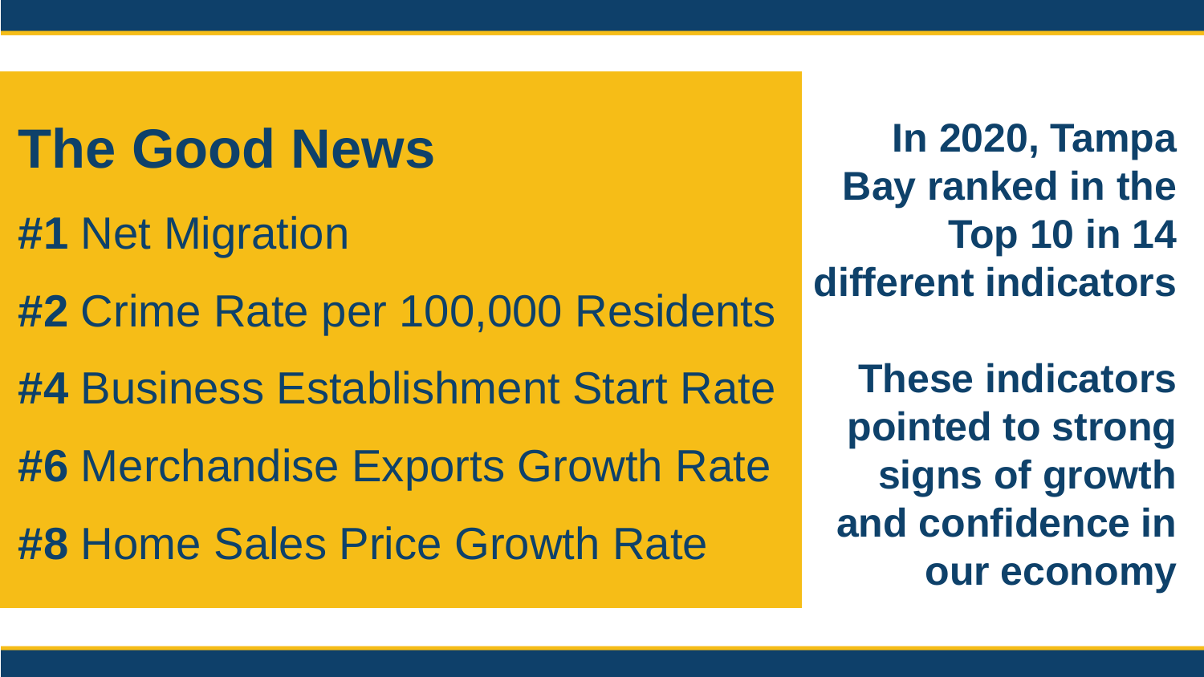## The Good News

**#1** Net Migration

**#2** Crime Rate per 100,000 Residents

**#4** Business Establishment Start Rate

**#6** Merchandise Exports Growth Rate

**#8** Home Sales Price Growth Rate

**In 2020, Tampa Bay ranked in the Top 10 in 14 different indicators**

**These indicators pointed to strong signs of growth and confidence in our economy**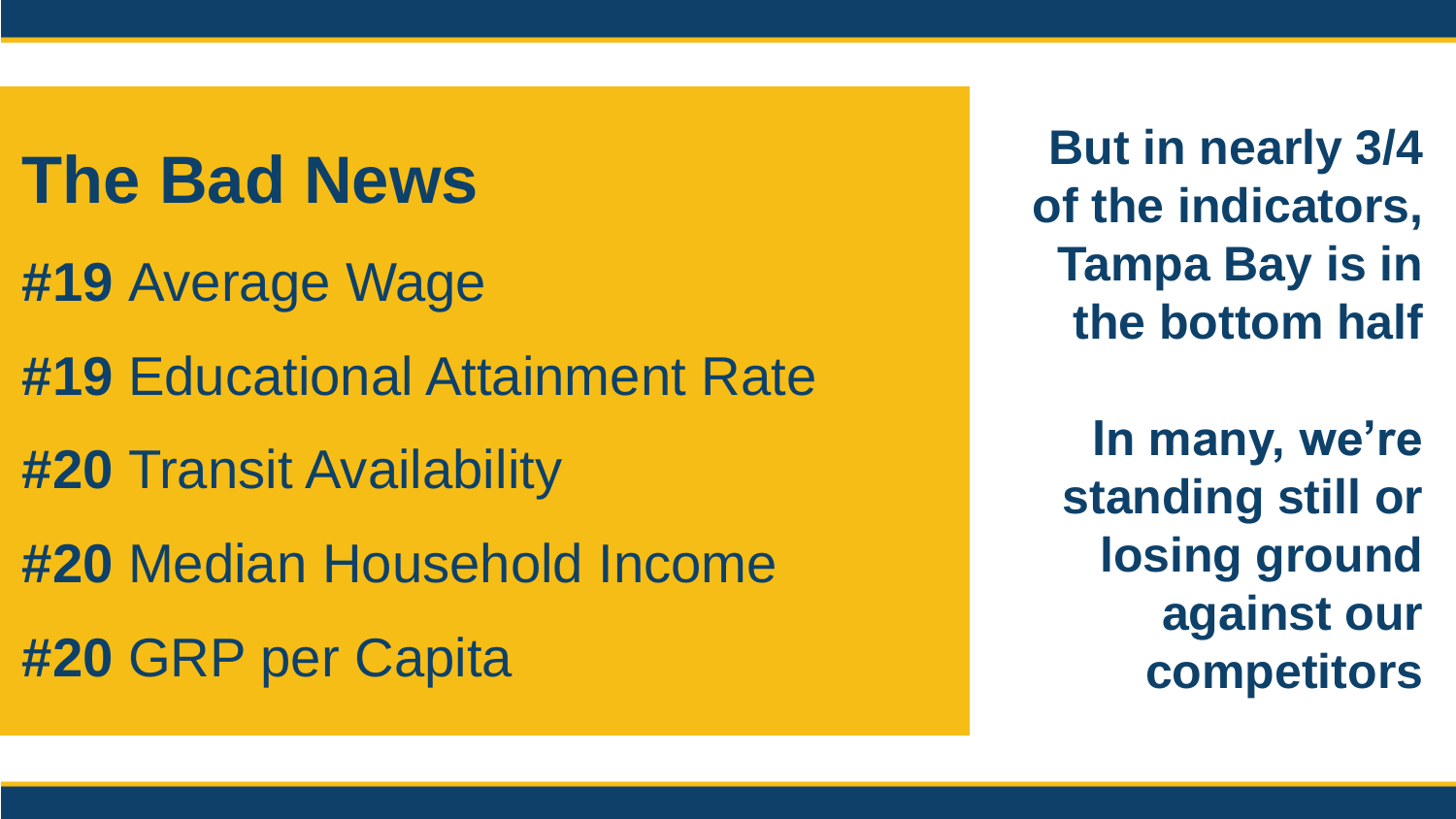## The Bad News

**#19** Average Wage

**#19** Educational Attainment Rate

**#20** Transit Availability

**#20** Median Household Income

**#20** GRP per Capita

**But in nearly 3/4 of the indicators, Tampa Bay is in the bottom half**

**In many, we're standing still or losing ground against our competitors**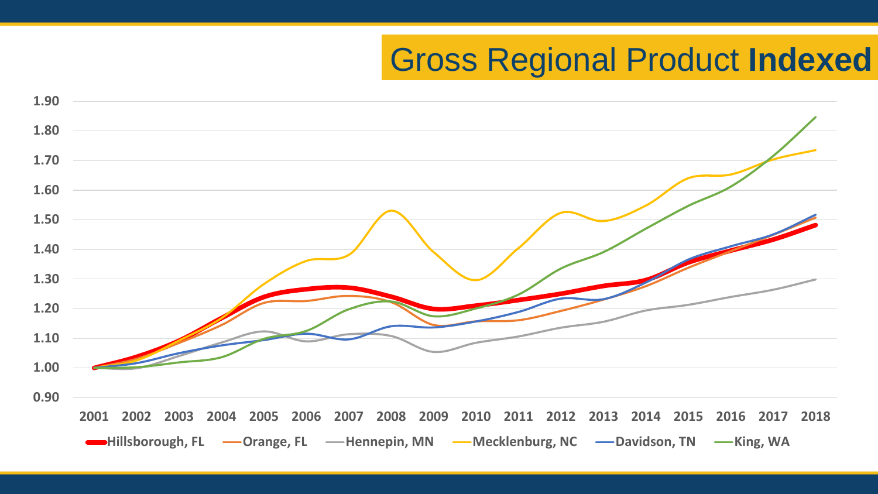# Gross Regional Product **Indexed**

1.90
1.80
1.70
1.60
1.50
1.40
1.30
1.20
1.10
1.00
0.90

2001 2002 2003 2004 2005 2006 2007 2008 2009 2010 2011 2012 2013 2014 2015 2016 2017 2018

Hillsborough, FL | Orange, FL | Hennepin, MN | Mecklenburg, NC | Davidson, TN | King, WA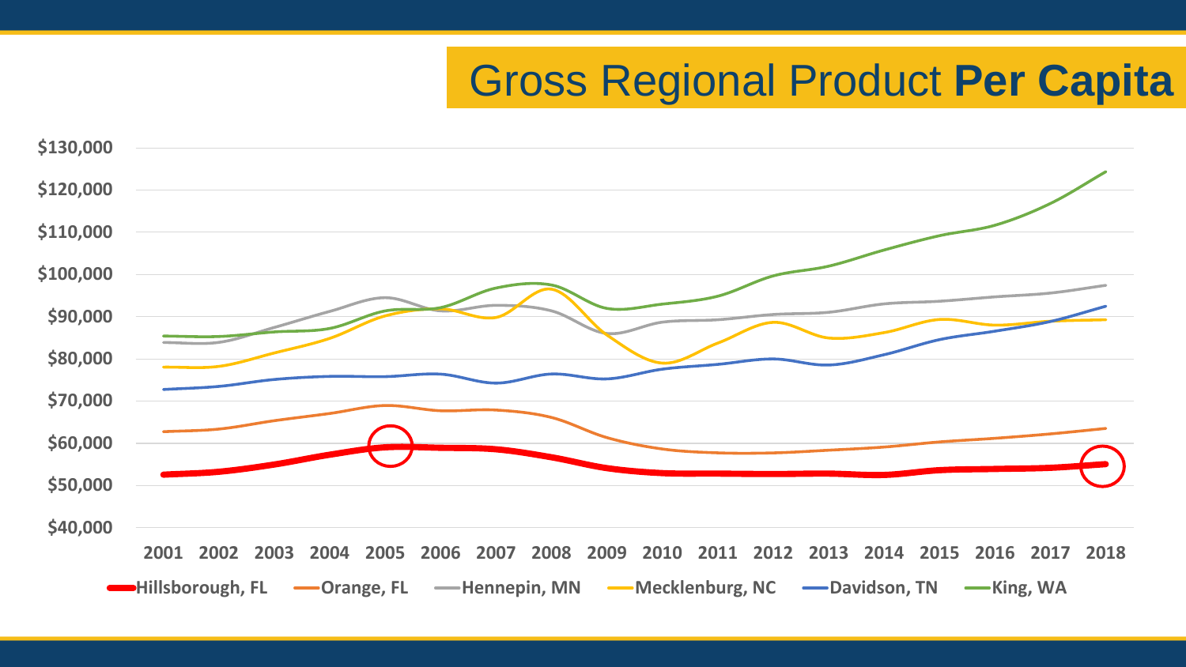# Gross Regional Product **Per Capita**

$130,000
$120,000
$110,000
$100,000
$90,000
$80,000
$70,000
$60,000
$50,000
$40,000

2001 2002 2003 2004 2005 2006 2007 2008 2009 2010 2011 2012 2013 2014 2015 2016 2017 2018

Hillsborough, FL | Orange, FL | Hennepin, MN | Mecklenburg, NC | Davidson, TN | King, WA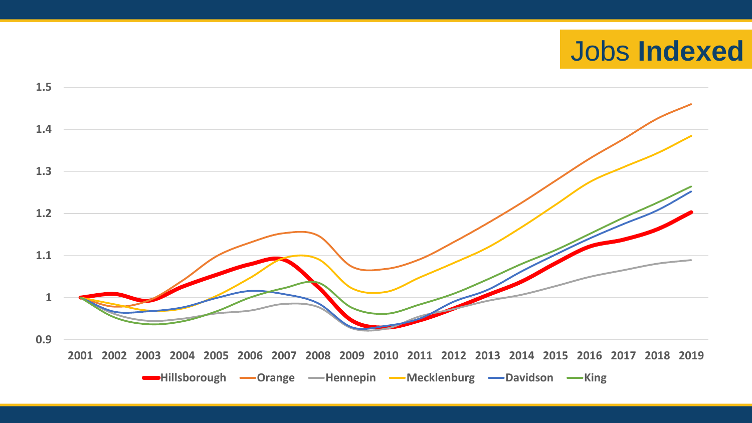# Jobs **Indexed**

Y-axis: 0.9, 1, 1.1, 1.2, 1.3, 1.4, 1.5

X-axis: 2001, 2002, 2003, 2004, 2005, 2006, 2007, 2008, 2009, 2010, 2011, 2012, 2013, 2014, 2015, 2016, 2017, 2018, 2019

Legend: Hillsborough, Orange, Hennepin, Mecklenburg, Davidson, King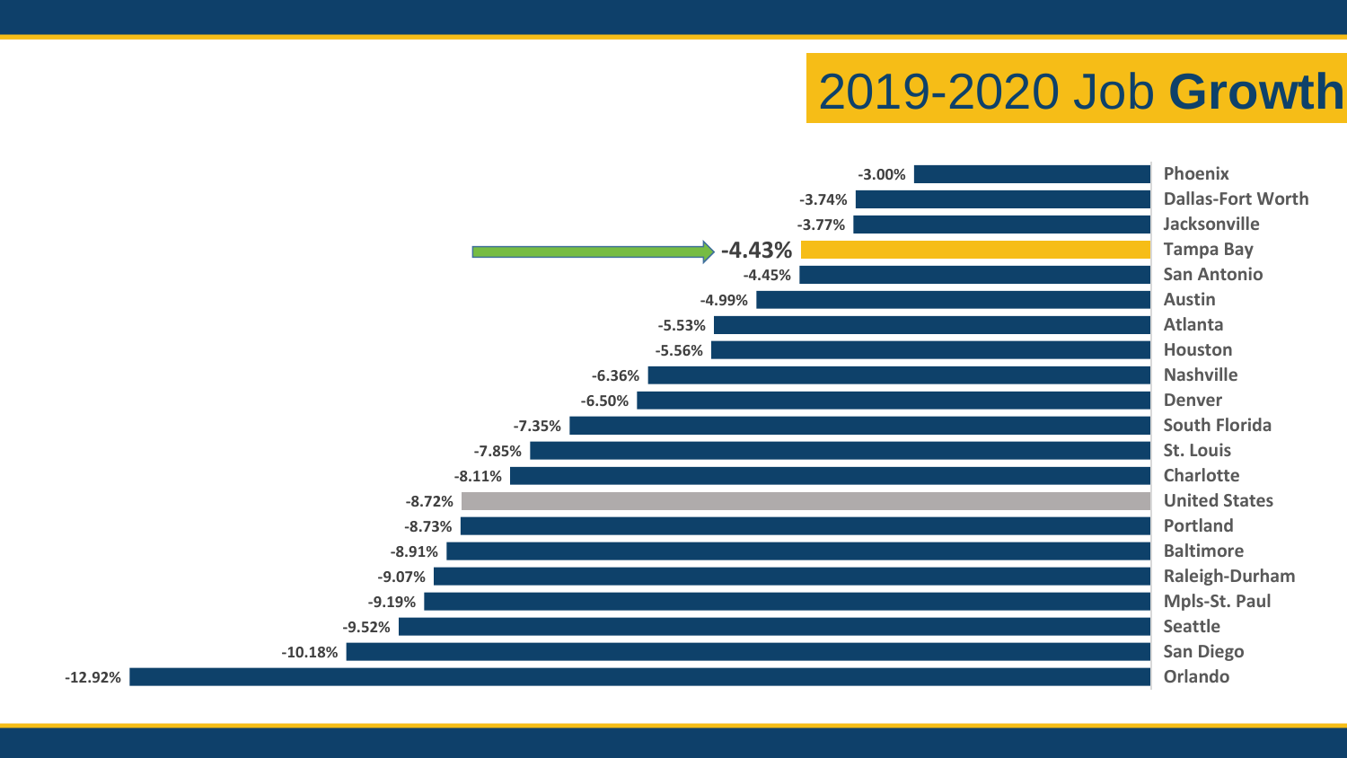# 2019-2020 Job **Growth**

| Region | Job Growth |
| --- | --- |
| Phoenix | -3.00% |
| Dallas-Fort Worth | -3.74% |
| Jacksonville | -3.77% |
| Tampa Bay | -4.43% |
| San Antonio | -4.45% |
| Austin | -4.99% |
| Atlanta | -5.53% |
| Houston | -5.56% |
| Nashville | -6.36% |
| Denver | -6.50% |
| South Florida | -7.35% |
| St. Louis | -7.85% |
| Charlotte | -8.11% |
| United States | -8.72% |
| Portland | -8.73% |
| Baltimore | -8.91% |
| Raleigh-Durham | -9.07% |
| Mpls-St. Paul | -9.19% |
| Seattle | -9.52% |
| San Diego | -10.18% |
| Orlando | -12.92% |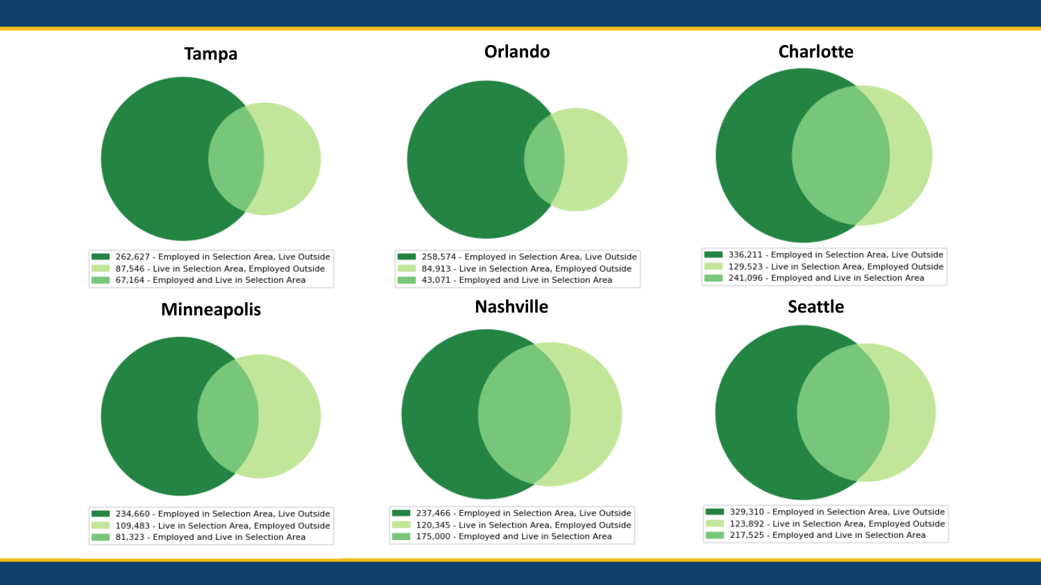## Tampa

- 262,627 - Employed in Selection Area, Live Outside
- 87,546 - Live in Selection Area, Employed Outside
- 67,164 - Employed and Live in Selection Area

## Orlando

- 258,574 - Employed in Selection Area, Live Outside
- 84,913 - Live in Selection Area, Employed Outside
- 43,071 - Employed and Live in Selection Area

## Charlotte

- 336,211 - Employed in Selection Area, Live Outside
- 129,523 - Live in Selection Area, Employed Outside
- 241,096 - Employed and Live in Selection Area

## Minneapolis

- 234,660 - Employed in Selection Area, Live Outside
- 109,483 - Live in Selection Area, Employed Outside
- 81,323 - Employed and Live in Selection Area

## Nashville

- 237,466 - Employed in Selection Area, Live Outside
- 120,345 - Live in Selection Area, Employed Outside
- 175,000 - Employed and Live in Selection Area

## Seattle

- 329,310 - Employed in Selection Area, Live Outside
- 123,892 - Live in Selection Area, Employed Outside
- 217,525 - Employed and Live in Selection Area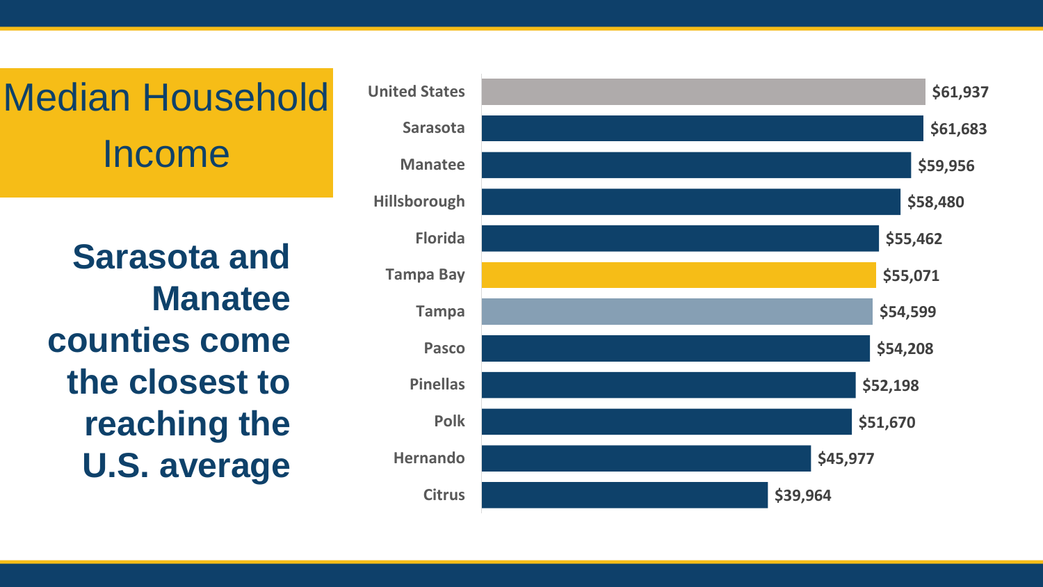# Median Household Income

**Sarasota and Manatee counties come the closest to reaching the U.S. average**

| Area | Median Household Income |
| --- | --- |
| United States | $61,937 |
| Sarasota | $61,683 |
| Manatee | $59,956 |
| Hillsborough | $58,480 |
| Florida | $55,462 |
| Tampa Bay | $55,071 |
| Tampa | $54,599 |
| Pasco | $54,208 |
| Pinellas | $52,198 |
| Polk | $51,670 |
| Hernando | $45,977 |
| Citrus | $39,964 |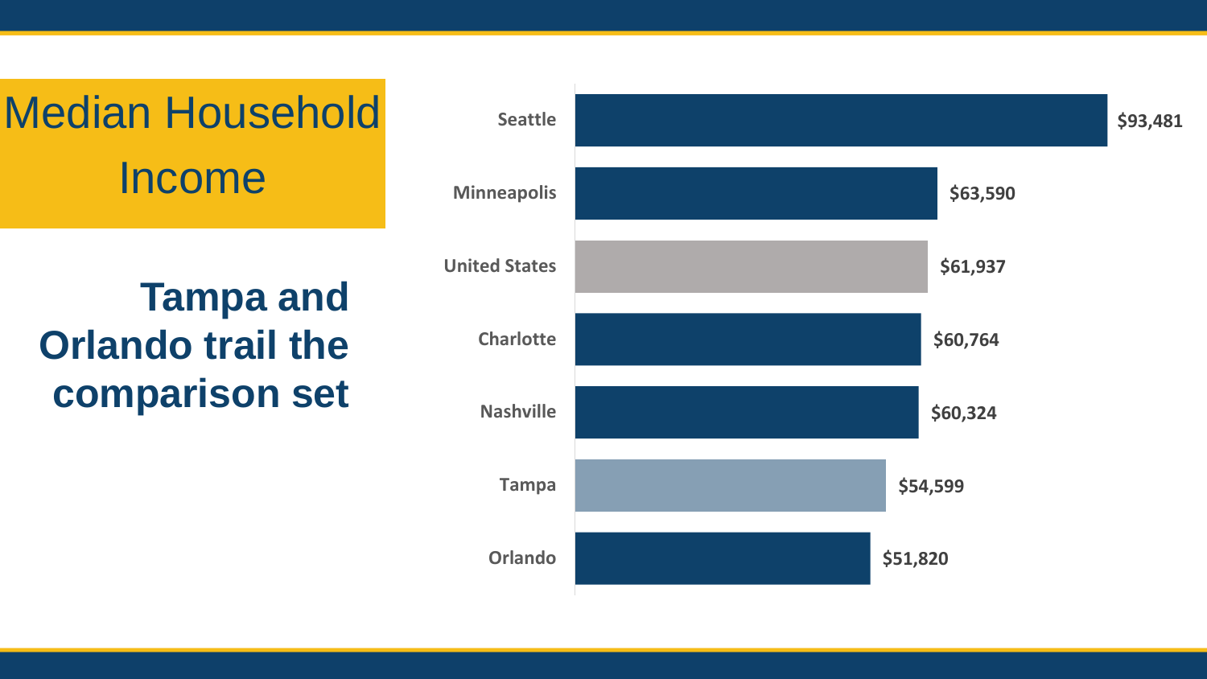# Median Household Income

## Tampa and Orlando trail the comparison set

| Location | Median Household Income |
| --- | --- |
| Seattle | $93,481 |
| Minneapolis | $63,590 |
| United States | $61,937 |
| Charlotte | $60,764 |
| Nashville | $60,324 |
| Tampa | $54,599 |
| Orlando | $51,820 |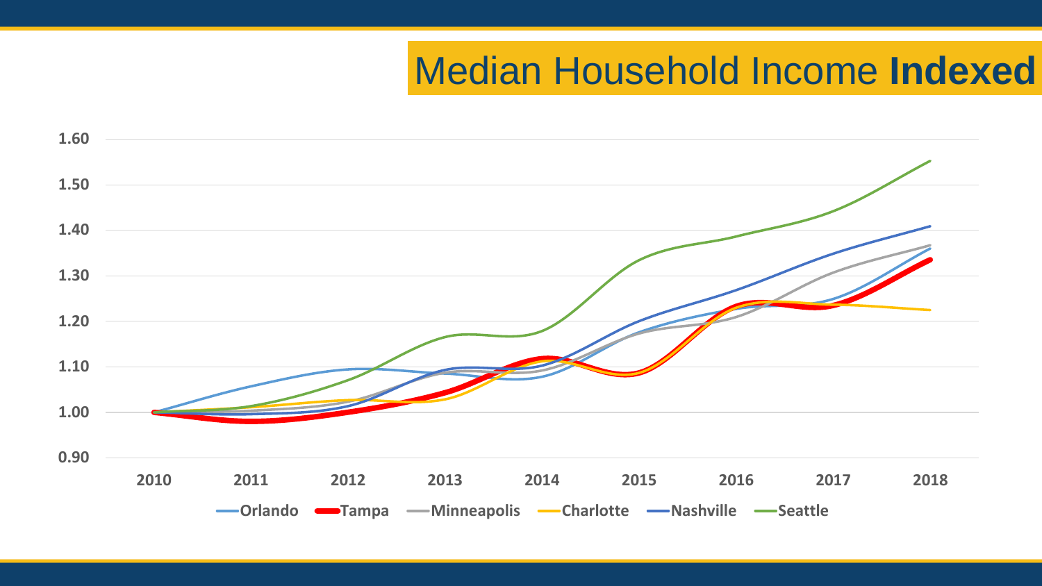# Median Household Income **Indexed**

1.60
1.50
1.40
1.30
1.20
1.10
1.00
0.90

2010 2011 2012 2013 2014 2015 2016 2017 2018

Orlando Tampa Minneapolis Charlotte Nashville Seattle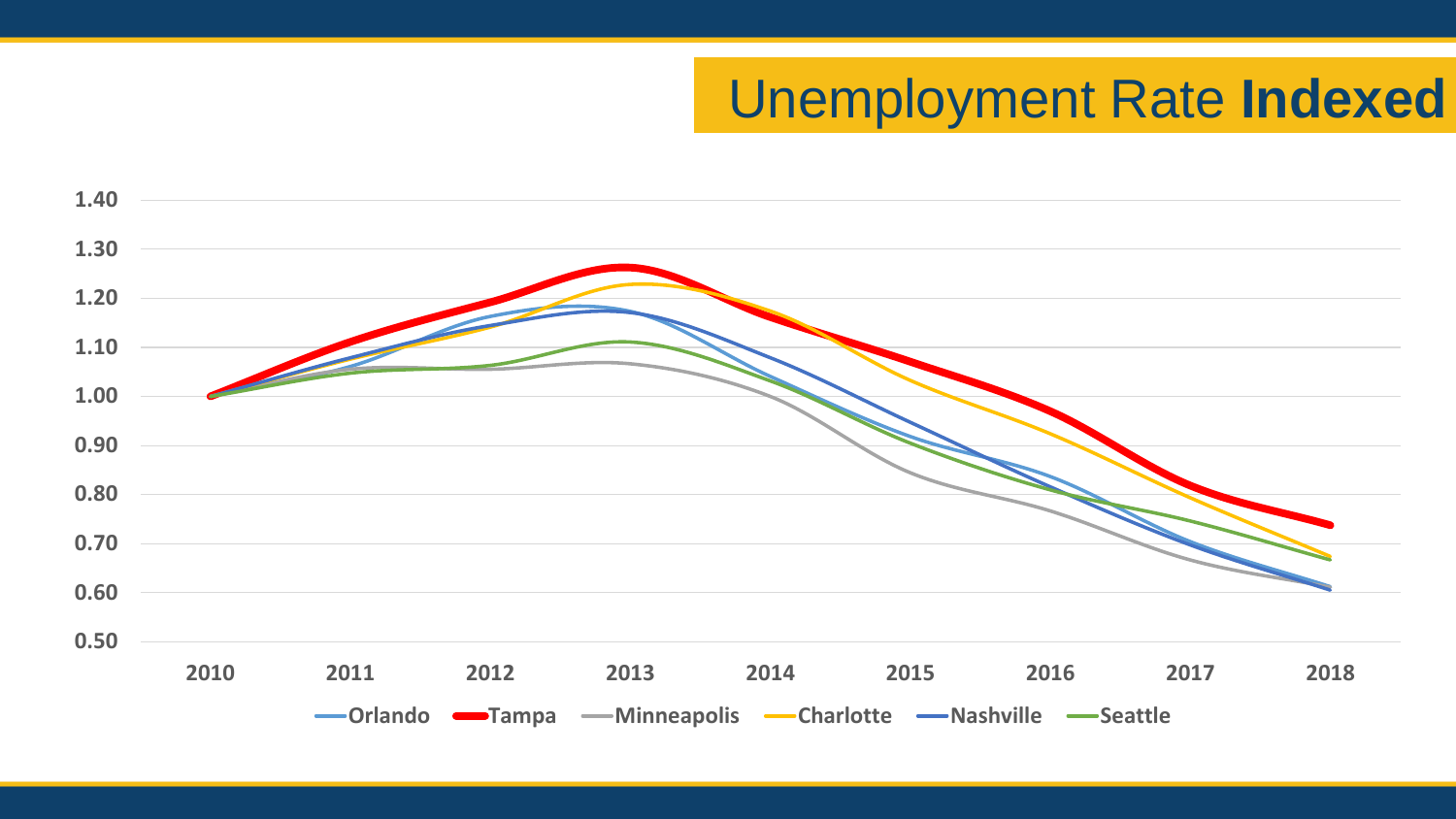# Unemployment Rate **Indexed**

1.40
1.30
1.20
1.10
1.00
0.90
0.80
0.70
0.60
0.50

2010 2011 2012 2013 2014 2015 2016 2017 2018

Orlando Tampa Minneapolis Charlotte Nashville Seattle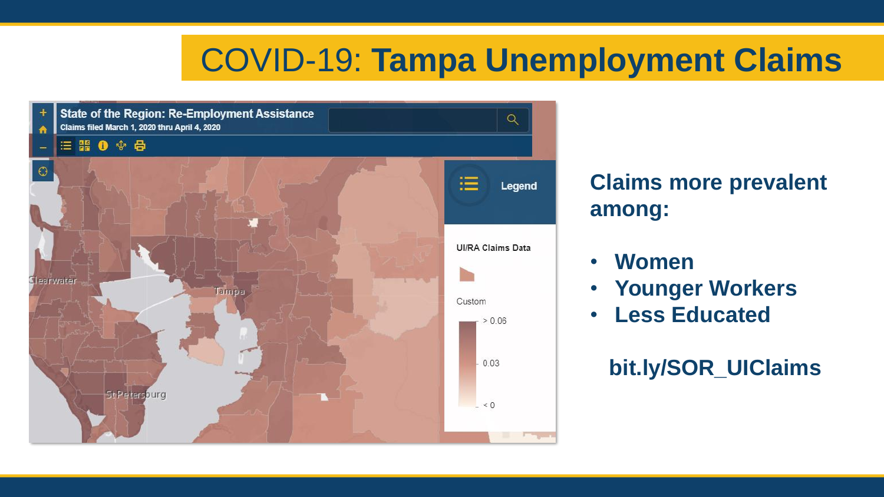# COVID-19: **Tampa Unemployment Claims**

State of the Region: Re-Employment Assistance

Claims filed March 1, 2020 thru April 4, 2020

Legend

UI/RA Claims Data

Custom

> 0.06

0.03

< 0

Clearwater

Tampa

St Petersburg

## Claims more prevalent among:

- **Women**
- **Younger Workers**
- **Less Educated**

**bit.ly/SOR_UIClaims**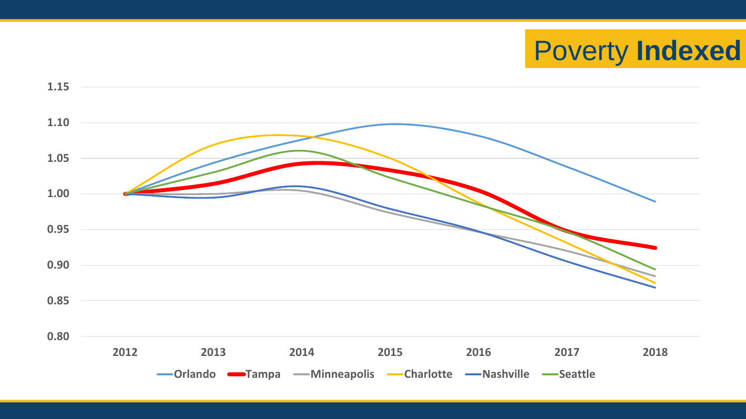# Poverty **Indexed**

1.15
1.10
1.05
1.00
0.95
0.90
0.85
0.80

2012 2013 2014 2015 2016 2017 2018

Orlando Tampa Minneapolis Charlotte Nashville Seattle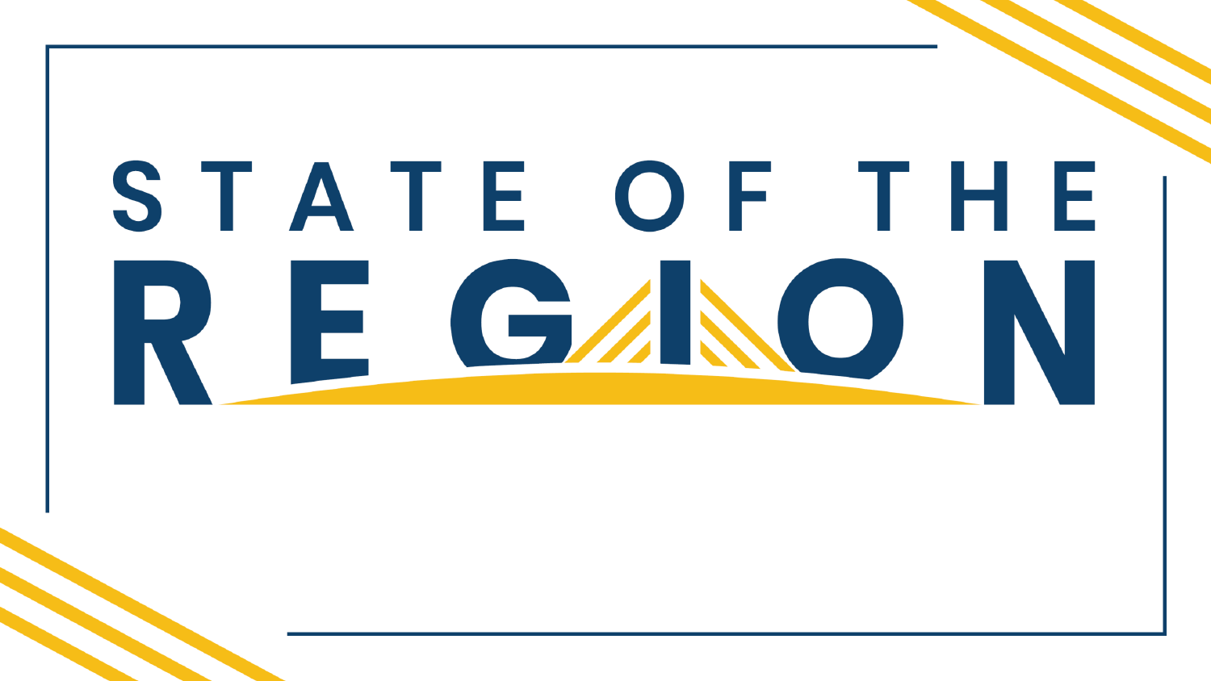# STATE OF THE REGION